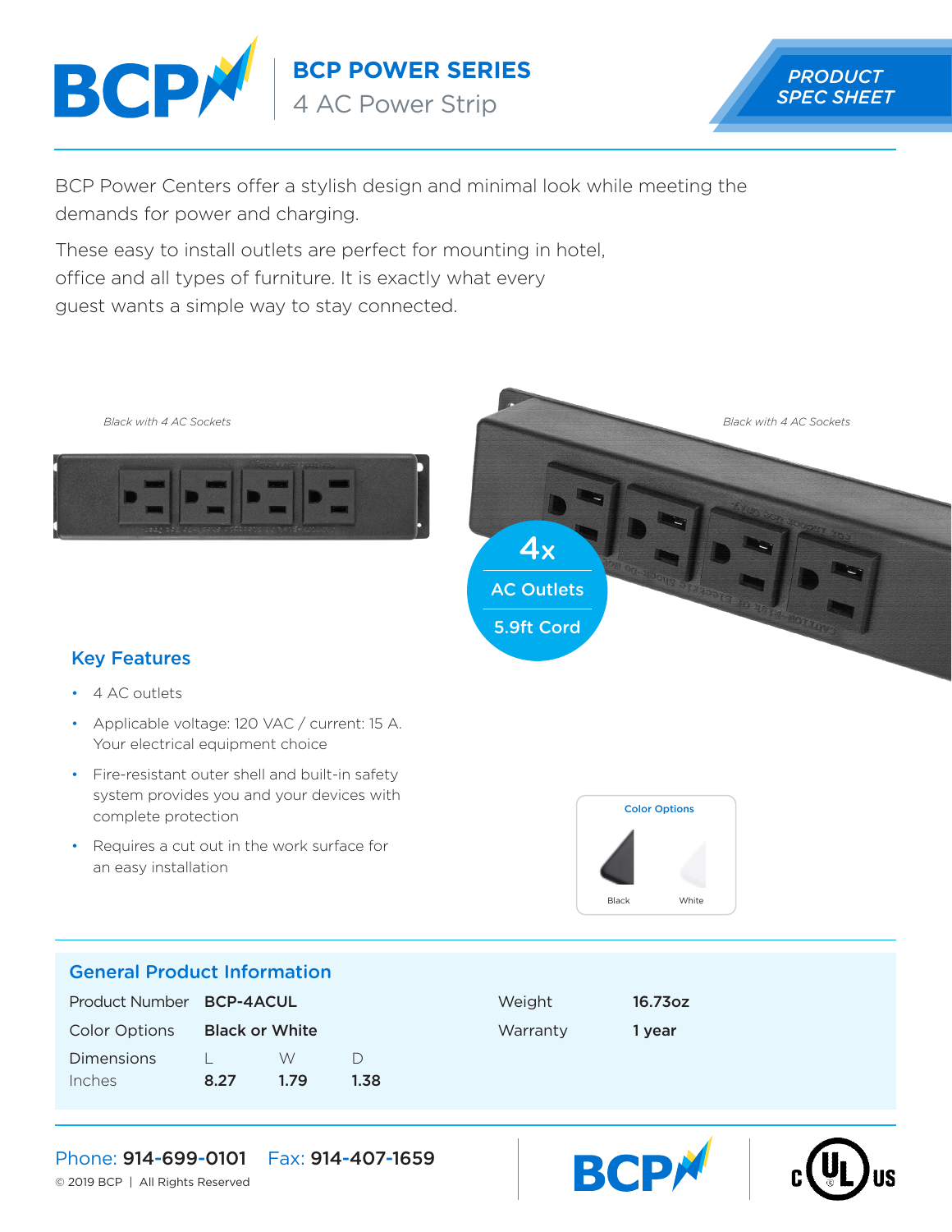# BCP POWER SERIES

## 4 AC Power Strip

PRODUCT SPEC SHEET

BCP Power Centers offer a stylish design and minimal look while meeting the demands for power and charging.

These easy to install outlets are perfect for mounting in hotel, office and all types of furniture. It is exactly what every guest wants a simple way to stay connected.

*Black with 4 AC Sockets*

*Black with 4 AC Sockets*

4x AC Outlets

5.9ft Cord

### Key Features

- 4 AC outlets
- Applicable voltage: 120 VAC / current: 15 A. Your electrical equipment choice
- Fire-resistant outer shell and built-in safety system provides you and your devices with complete protection
- Requires a cut out in the work surface for an easy installation

**Color Options**

Black | White

### General Product Information

| | | | | | |
|---|---|---|---|---|---|
| Product Number | **BCP-4ACUL** | | | Weight | **16.73oz** |
| Color Options | **Black or White** | | | Warranty | **1 year** |
| Dimensions | L | W | D | | |
| Inches | **8.27** | **1.79** | **1.38** | | |

Phone: **914-699-0101** Fax: **914-407-1659**

© 2019 BCP | All Rights Reserved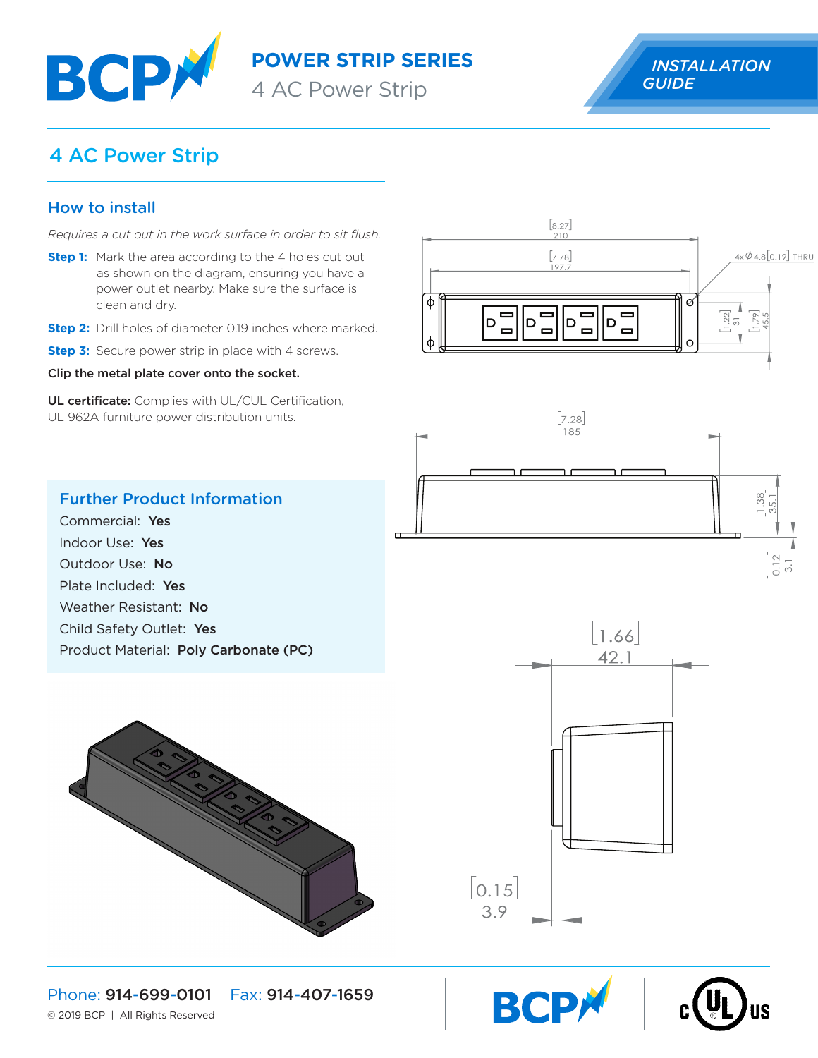# 4 AC Power Strip

## How to install

*Requires a cut out in the work surface in order to sit flush.*

**Step 1:** Mark the area according to the 4 holes cut out as shown on the diagram, ensuring you have a power outlet nearby. Make sure the surface is clean and dry.

**Step 2:** Drill holes of diameter 0.19 inches where marked.

**Step 3:** Secure power strip in place with 4 screws.

**Clip the metal plate cover onto the socket.**

**UL certificate:** Complies with UL/CUL Certification, UL 962A furniture power distribution units.

### Further Product Information

Commercial: **Yes**

Indoor Use: **Yes**

Outdoor Use: **No**

Plate Included: **Yes**

Weather Resistant: **No**

Child Safety Outlet: **Yes**

Product Material: **Poly Carbonate (PC)**

[8.27]
210

[7.78]
197.7

4x Ø 4.8 [0.19] THRU

[1.22]
31

[1.79]
45.5

[7.28]
185

[1.38]
35.1

[0.12]
3.1

[1.66]
42.1

[0.15]
3.9

Phone: **914-699-0101** Fax: **914-407-1659**

© 2019 BCP | All Rights Reserved